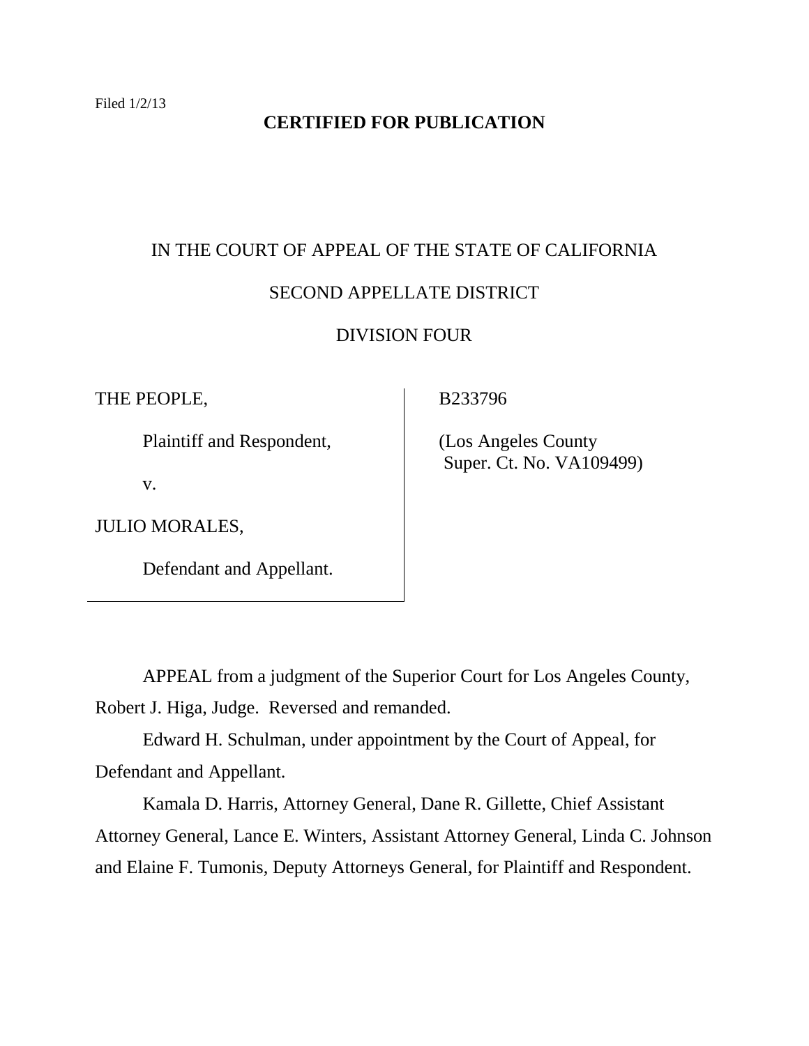Filed 1/2/13

**CERTIFIED FOR PUBLICATION**

IN THE COURT OF APPEAL OF THE STATE OF CALIFORNIA

SECOND APPELLATE DISTRICT

DIVISION FOUR

| | |
|---|---|
| THE PEOPLE,<br><br>Plaintiff and Respondent,<br><br>v.<br><br>JULIO MORALES,<br><br>Defendant and Appellant. | B233796<br><br>(Los Angeles County Super. Ct. No. VA109499) |

APPEAL from a judgment of the Superior Court for Los Angeles County, Robert J. Higa, Judge. Reversed and remanded.

Edward H. Schulman, under appointment by the Court of Appeal, for Defendant and Appellant.

Kamala D. Harris, Attorney General, Dane R. Gillette, Chief Assistant Attorney General, Lance E. Winters, Assistant Attorney General, Linda C. Johnson and Elaine F. Tumonis, Deputy Attorneys General, for Plaintiff and Respondent.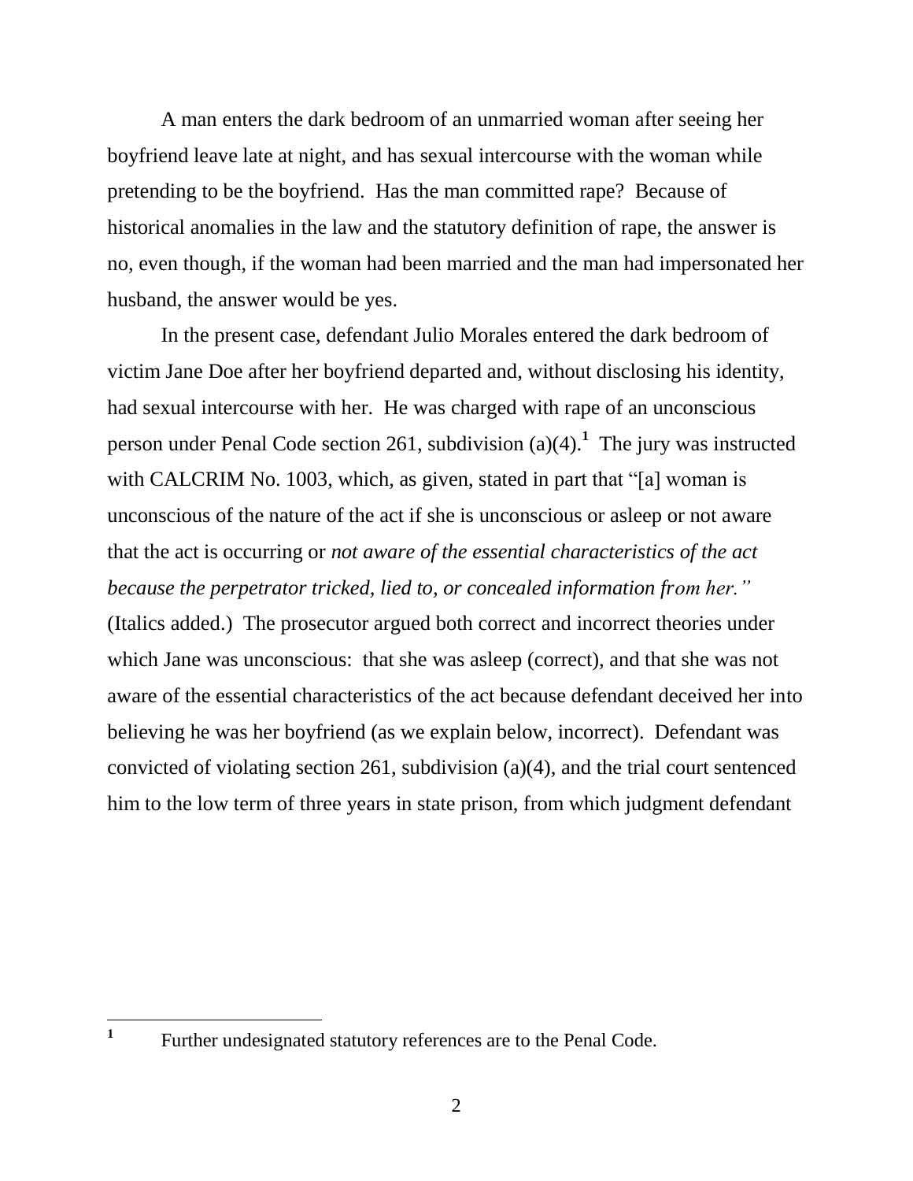A man enters the dark bedroom of an unmarried woman after seeing her boyfriend leave late at night, and has sexual intercourse with the woman while pretending to be the boyfriend. Has the man committed rape? Because of historical anomalies in the law and the statutory definition of rape, the answer is no, even though, if the woman had been married and the man had impersonated her husband, the answer would be yes.

In the present case, defendant Julio Morales entered the dark bedroom of victim Jane Doe after her boyfriend departed and, without disclosing his identity, had sexual intercourse with her. He was charged with rape of an unconscious person under Penal Code section 261, subdivision (a)(4).[1] The jury was instructed with CALCRIM No. 1003, which, as given, stated in part that "[a] woman is unconscious of the nature of the act if she is unconscious or asleep or not aware that the act is occurring or *not aware of the essential characteristics of the act because the perpetrator tricked, lied to, or concealed information from her.*" (Italics added.) The prosecutor argued both correct and incorrect theories under which Jane was unconscious: that she was asleep (correct), and that she was not aware of the essential characteristics of the act because defendant deceived her into believing he was her boyfriend (as we explain below, incorrect). Defendant was convicted of violating section 261, subdivision (a)(4), and the trial court sentenced him to the low term of three years in state prison, from which judgment defendant

[1] Further undesignated statutory references are to the Penal Code.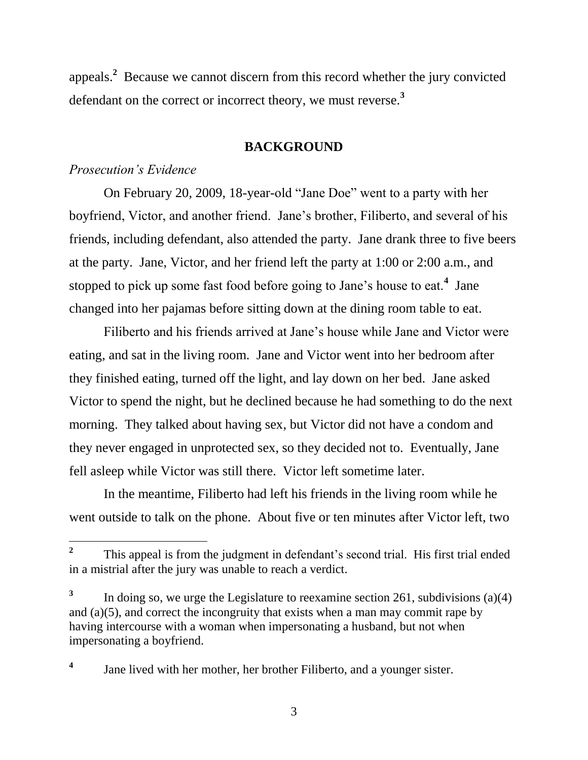appeals.[2] Because we cannot discern from this record whether the jury convicted defendant on the correct or incorrect theory, we must reverse.[3]

## BACKGROUND

*Prosecution's Evidence*

On February 20, 2009, 18-year-old "Jane Doe" went to a party with her boyfriend, Victor, and another friend. Jane's brother, Filiberto, and several of his friends, including defendant, also attended the party. Jane drank three to five beers at the party. Jane, Victor, and her friend left the party at 1:00 or 2:00 a.m., and stopped to pick up some fast food before going to Jane's house to eat.[4] Jane changed into her pajamas before sitting down at the dining room table to eat.

Filiberto and his friends arrived at Jane's house while Jane and Victor were eating, and sat in the living room. Jane and Victor went into her bedroom after they finished eating, turned off the light, and lay down on her bed. Jane asked Victor to spend the night, but he declined because he had something to do the next morning. They talked about having sex, but Victor did not have a condom and they never engaged in unprotected sex, so they decided not to. Eventually, Jane fell asleep while Victor was still there. Victor left sometime later.

In the meantime, Filiberto had left his friends in the living room while he went outside to talk on the phone. About five or ten minutes after Victor left, two

---

[2] This appeal is from the judgment in defendant's second trial. His first trial ended in a mistrial after the jury was unable to reach a verdict.

[3] In doing so, we urge the Legislature to reexamine section 261, subdivisions (a)(4) and (a)(5), and correct the incongruity that exists when a man may commit rape by having intercourse with a woman when impersonating a husband, but not when impersonating a boyfriend.

[4] Jane lived with her mother, her brother Filiberto, and a younger sister.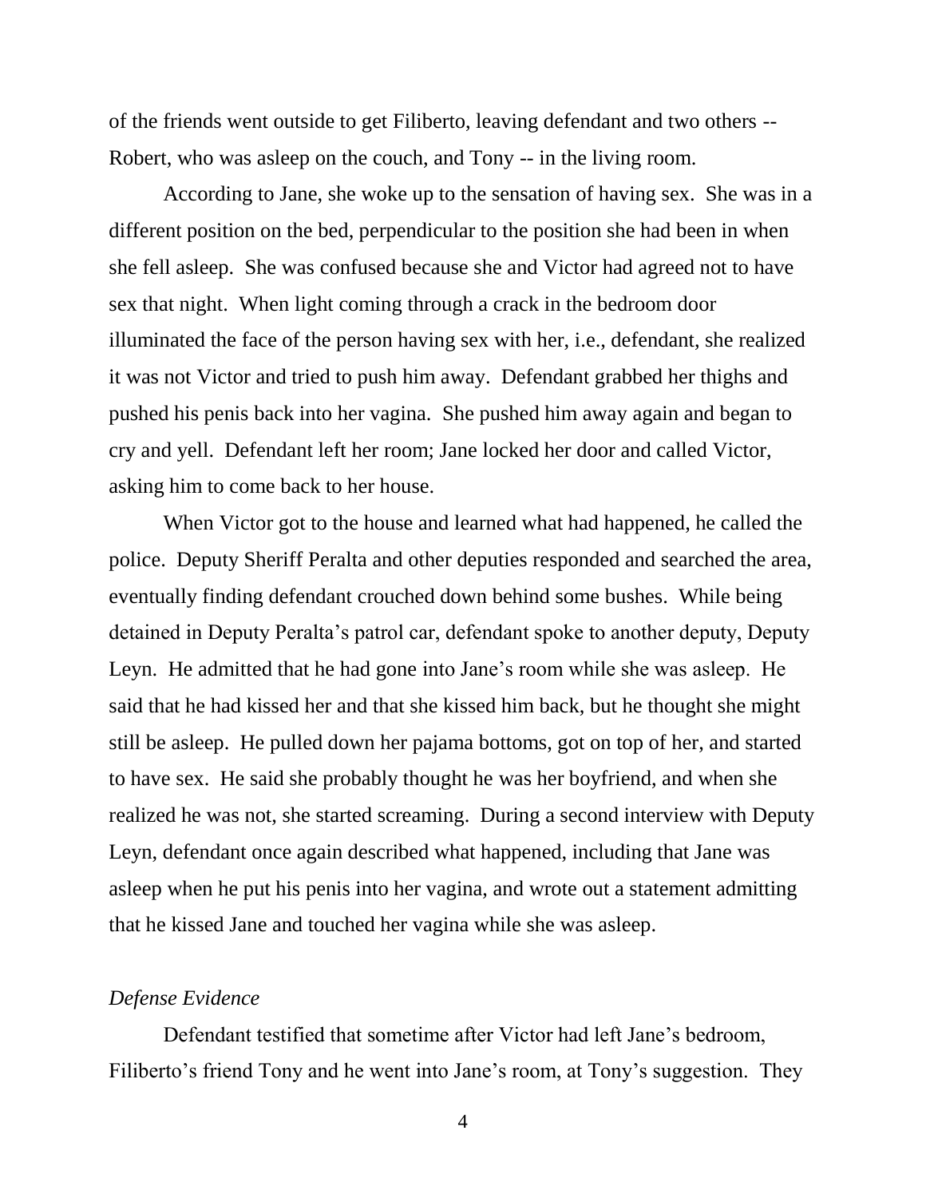of the friends went outside to get Filiberto, leaving defendant and two others -- Robert, who was asleep on the couch, and Tony -- in the living room.

According to Jane, she woke up to the sensation of having sex. She was in a different position on the bed, perpendicular to the position she had been in when she fell asleep. She was confused because she and Victor had agreed not to have sex that night. When light coming through a crack in the bedroom door illuminated the face of the person having sex with her, i.e., defendant, she realized it was not Victor and tried to push him away. Defendant grabbed her thighs and pushed his penis back into her vagina. She pushed him away again and began to cry and yell. Defendant left her room; Jane locked her door and called Victor, asking him to come back to her house.

When Victor got to the house and learned what had happened, he called the police. Deputy Sheriff Peralta and other deputies responded and searched the area, eventually finding defendant crouched down behind some bushes. While being detained in Deputy Peralta's patrol car, defendant spoke to another deputy, Deputy Leyn. He admitted that he had gone into Jane's room while she was asleep. He said that he had kissed her and that she kissed him back, but he thought she might still be asleep. He pulled down her pajama bottoms, got on top of her, and started to have sex. He said she probably thought he was her boyfriend, and when she realized he was not, she started screaming. During a second interview with Deputy Leyn, defendant once again described what happened, including that Jane was asleep when he put his penis into her vagina, and wrote out a statement admitting that he kissed Jane and touched her vagina while she was asleep.

*Defense Evidence*

Defendant testified that sometime after Victor had left Jane's bedroom, Filiberto's friend Tony and he went into Jane's room, at Tony's suggestion. They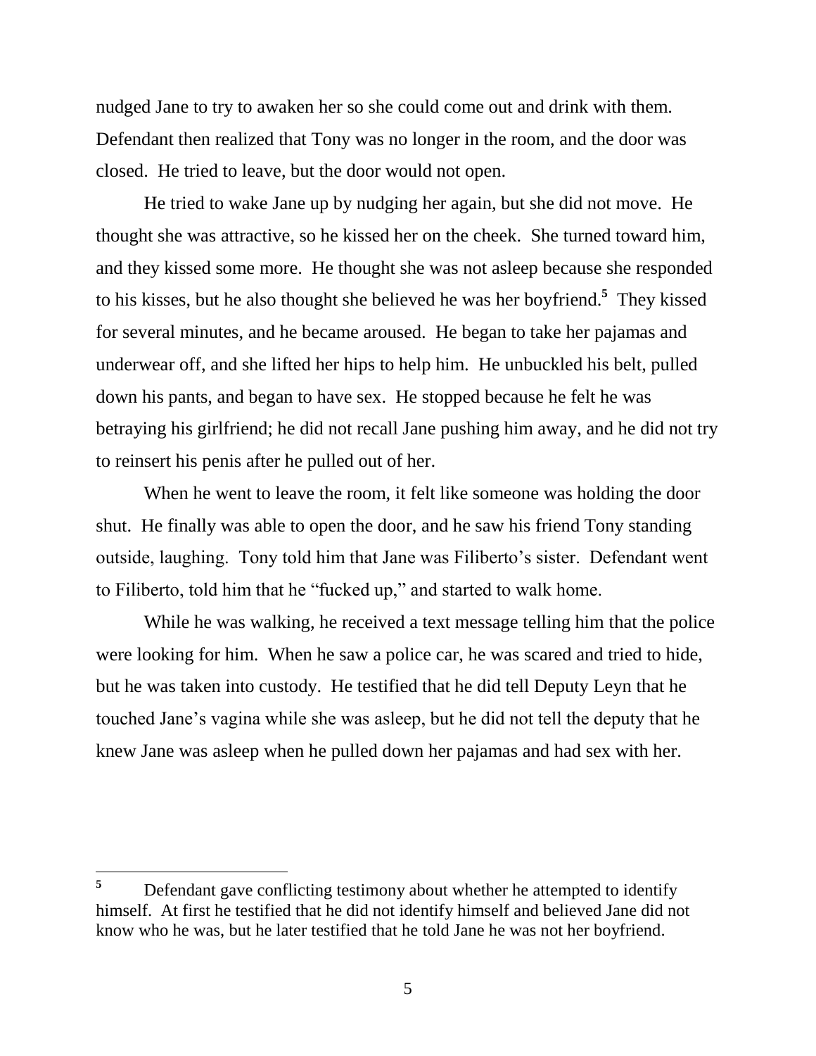nudged Jane to try to awaken her so she could come out and drink with them. Defendant then realized that Tony was no longer in the room, and the door was closed. He tried to leave, but the door would not open.

He tried to wake Jane up by nudging her again, but she did not move. He thought she was attractive, so he kissed her on the cheek. She turned toward him, and they kissed some more. He thought she was not asleep because she responded to his kisses, but he also thought she believed he was her boyfriend.[5] They kissed for several minutes, and he became aroused. He began to take her pajamas and underwear off, and she lifted her hips to help him. He unbuckled his belt, pulled down his pants, and began to have sex. He stopped because he felt he was betraying his girlfriend; he did not recall Jane pushing him away, and he did not try to reinsert his penis after he pulled out of her.

When he went to leave the room, it felt like someone was holding the door shut. He finally was able to open the door, and he saw his friend Tony standing outside, laughing. Tony told him that Jane was Filiberto's sister. Defendant went to Filiberto, told him that he "fucked up," and started to walk home.

While he was walking, he received a text message telling him that the police were looking for him. When he saw a police car, he was scared and tried to hide, but he was taken into custody. He testified that he did tell Deputy Leyn that he touched Jane's vagina while she was asleep, but he did not tell the deputy that he knew Jane was asleep when he pulled down her pajamas and had sex with her.

---

[5] Defendant gave conflicting testimony about whether he attempted to identify himself. At first he testified that he did not identify himself and believed Jane did not know who he was, but he later testified that he told Jane he was not her boyfriend.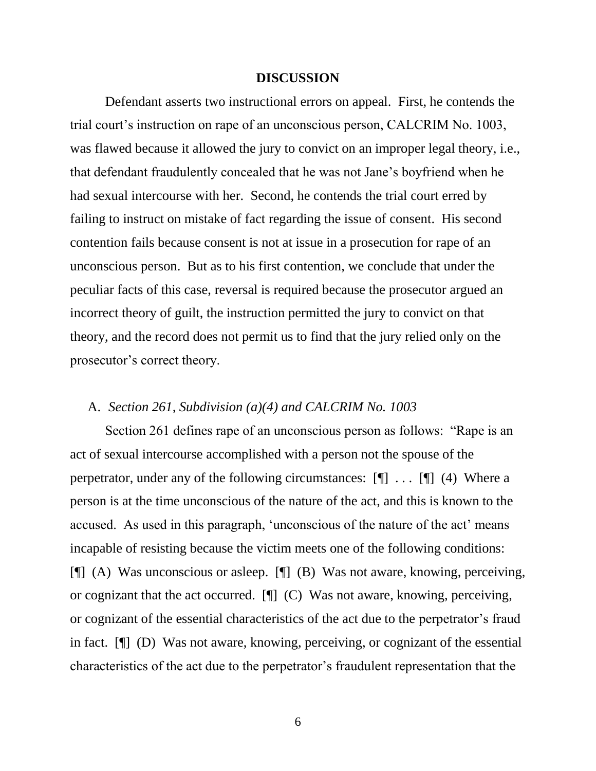**DISCUSSION**

Defendant asserts two instructional errors on appeal. First, he contends the trial court's instruction on rape of an unconscious person, CALCRIM No. 1003, was flawed because it allowed the jury to convict on an improper legal theory, i.e., that defendant fraudulently concealed that he was not Jane's boyfriend when he had sexual intercourse with her. Second, he contends the trial court erred by failing to instruct on mistake of fact regarding the issue of consent. His second contention fails because consent is not at issue in a prosecution for rape of an unconscious person. But as to his first contention, we conclude that under the peculiar facts of this case, reversal is required because the prosecutor argued an incorrect theory of guilt, the instruction permitted the jury to convict on that theory, and the record does not permit us to find that the jury relied only on the prosecutor's correct theory.

A. *Section 261, Subdivision (a)(4) and CALCRIM No. 1003*

Section 261 defines rape of an unconscious person as follows: "Rape is an act of sexual intercourse accomplished with a person not the spouse of the perpetrator, under any of the following circumstances: [¶] . . . [¶] (4) Where a person is at the time unconscious of the nature of the act, and this is known to the accused. As used in this paragraph, 'unconscious of the nature of the act' means incapable of resisting because the victim meets one of the following conditions: [¶] (A) Was unconscious or asleep. [¶] (B) Was not aware, knowing, perceiving, or cognizant that the act occurred. [¶] (C) Was not aware, knowing, perceiving, or cognizant of the essential characteristics of the act due to the perpetrator's fraud in fact. [¶] (D) Was not aware, knowing, perceiving, or cognizant of the essential characteristics of the act due to the perpetrator's fraudulent representation that the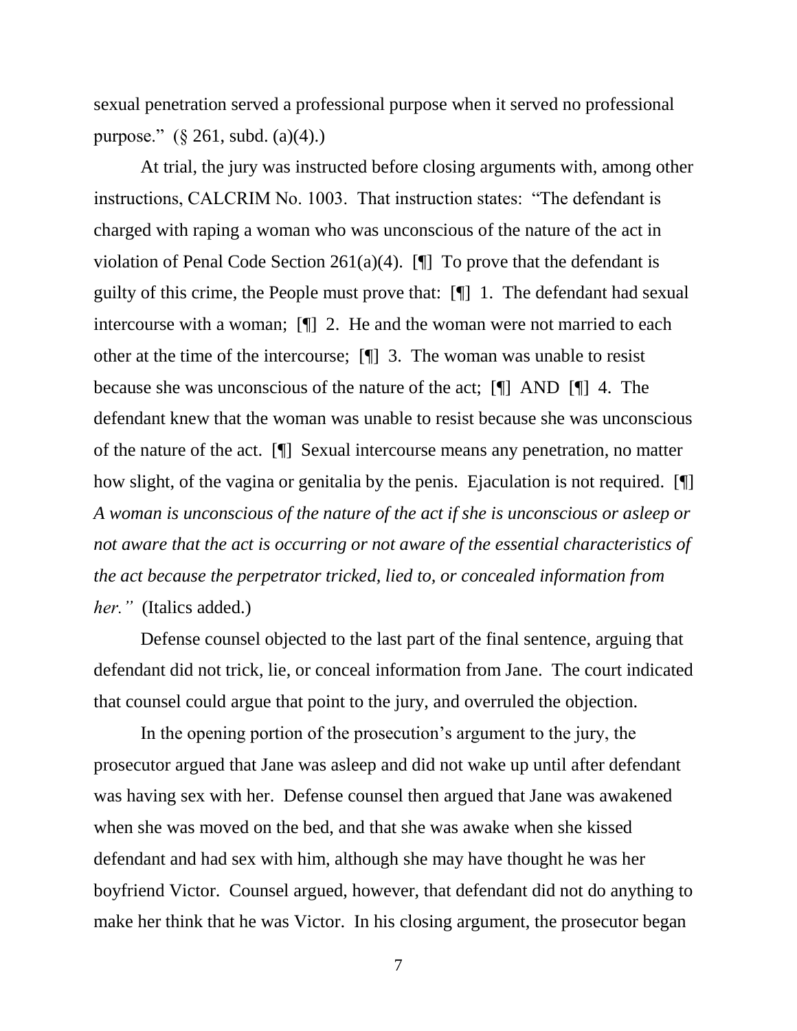sexual penetration served a professional purpose when it served no professional purpose." (§ 261, subd. (a)(4).)

At trial, the jury was instructed before closing arguments with, among other instructions, CALCRIM No. 1003. That instruction states: "The defendant is charged with raping a woman who was unconscious of the nature of the act in violation of Penal Code Section 261(a)(4). [¶] To prove that the defendant is guilty of this crime, the People must prove that: [¶] 1. The defendant had sexual intercourse with a woman; [¶] 2. He and the woman were not married to each other at the time of the intercourse; [¶] 3. The woman was unable to resist because she was unconscious of the nature of the act; [¶] AND [¶] 4. The defendant knew that the woman was unable to resist because she was unconscious of the nature of the act. [¶] Sexual intercourse means any penetration, no matter how slight, of the vagina or genitalia by the penis. Ejaculation is not required. [¶] *A woman is unconscious of the nature of the act if she is unconscious or asleep or not aware that the act is occurring or not aware of the essential characteristics of the act because the perpetrator tricked, lied to, or concealed information from her."* (Italics added.)

Defense counsel objected to the last part of the final sentence, arguing that defendant did not trick, lie, or conceal information from Jane. The court indicated that counsel could argue that point to the jury, and overruled the objection.

In the opening portion of the prosecution's argument to the jury, the prosecutor argued that Jane was asleep and did not wake up until after defendant was having sex with her. Defense counsel then argued that Jane was awakened when she was moved on the bed, and that she was awake when she kissed defendant and had sex with him, although she may have thought he was her boyfriend Victor. Counsel argued, however, that defendant did not do anything to make her think that he was Victor. In his closing argument, the prosecutor began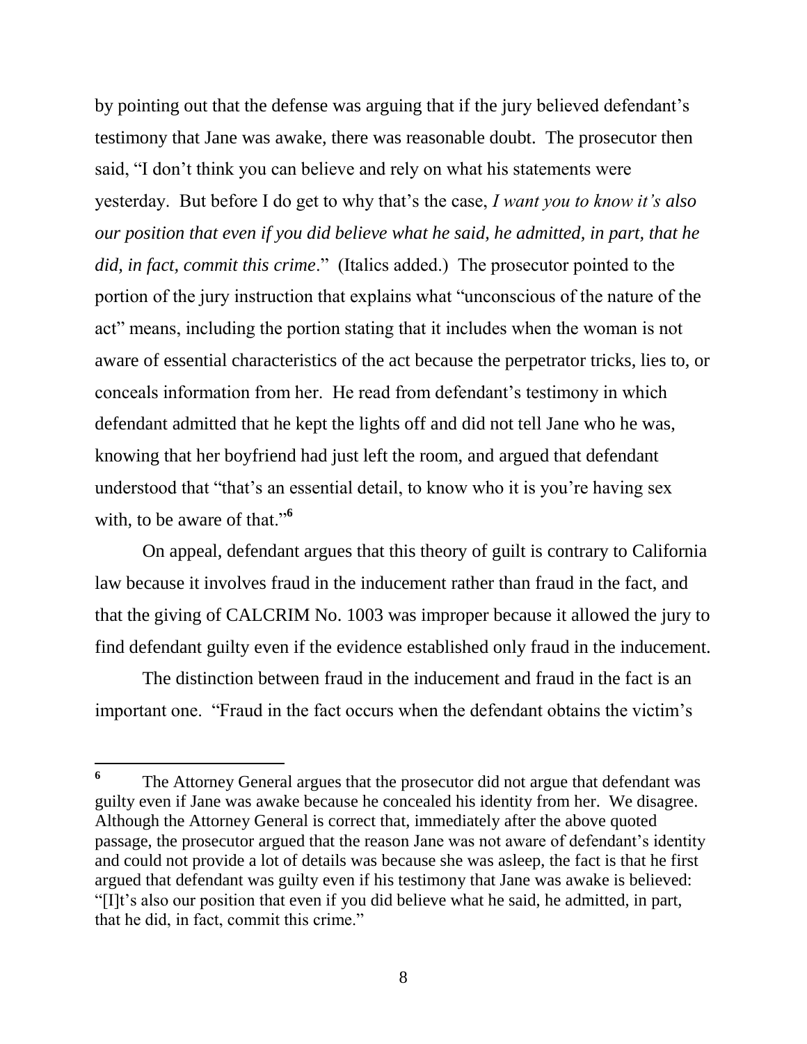by pointing out that the defense was arguing that if the jury believed defendant's testimony that Jane was awake, there was reasonable doubt. The prosecutor then said, "I don't think you can believe and rely on what his statements were yesterday. But before I do get to why that's the case, *I want you to know it's also our position that even if you did believe what he said, he admitted, in part, that he did, in fact, commit this crime*." (Italics added.) The prosecutor pointed to the portion of the jury instruction that explains what "unconscious of the nature of the act" means, including the portion stating that it includes when the woman is not aware of essential characteristics of the act because the perpetrator tricks, lies to, or conceals information from her. He read from defendant's testimony in which defendant admitted that he kept the lights off and did not tell Jane who he was, knowing that her boyfriend had just left the room, and argued that defendant understood that "that's an essential detail, to know who it is you're having sex with, to be aware of that."[6]

On appeal, defendant argues that this theory of guilt is contrary to California law because it involves fraud in the inducement rather than fraud in the fact, and that the giving of CALCRIM No. 1003 was improper because it allowed the jury to find defendant guilty even if the evidence established only fraud in the inducement.

The distinction between fraud in the inducement and fraud in the fact is an important one. "Fraud in the fact occurs when the defendant obtains the victim's

---

[6] The Attorney General argues that the prosecutor did not argue that defendant was guilty even if Jane was awake because he concealed his identity from her. We disagree. Although the Attorney General is correct that, immediately after the above quoted passage, the prosecutor argued that the reason Jane was not aware of defendant's identity and could not provide a lot of details was because she was asleep, the fact is that he first argued that defendant was guilty even if his testimony that Jane was awake is believed: "[I]t's also our position that even if you did believe what he said, he admitted, in part, that he did, in fact, commit this crime."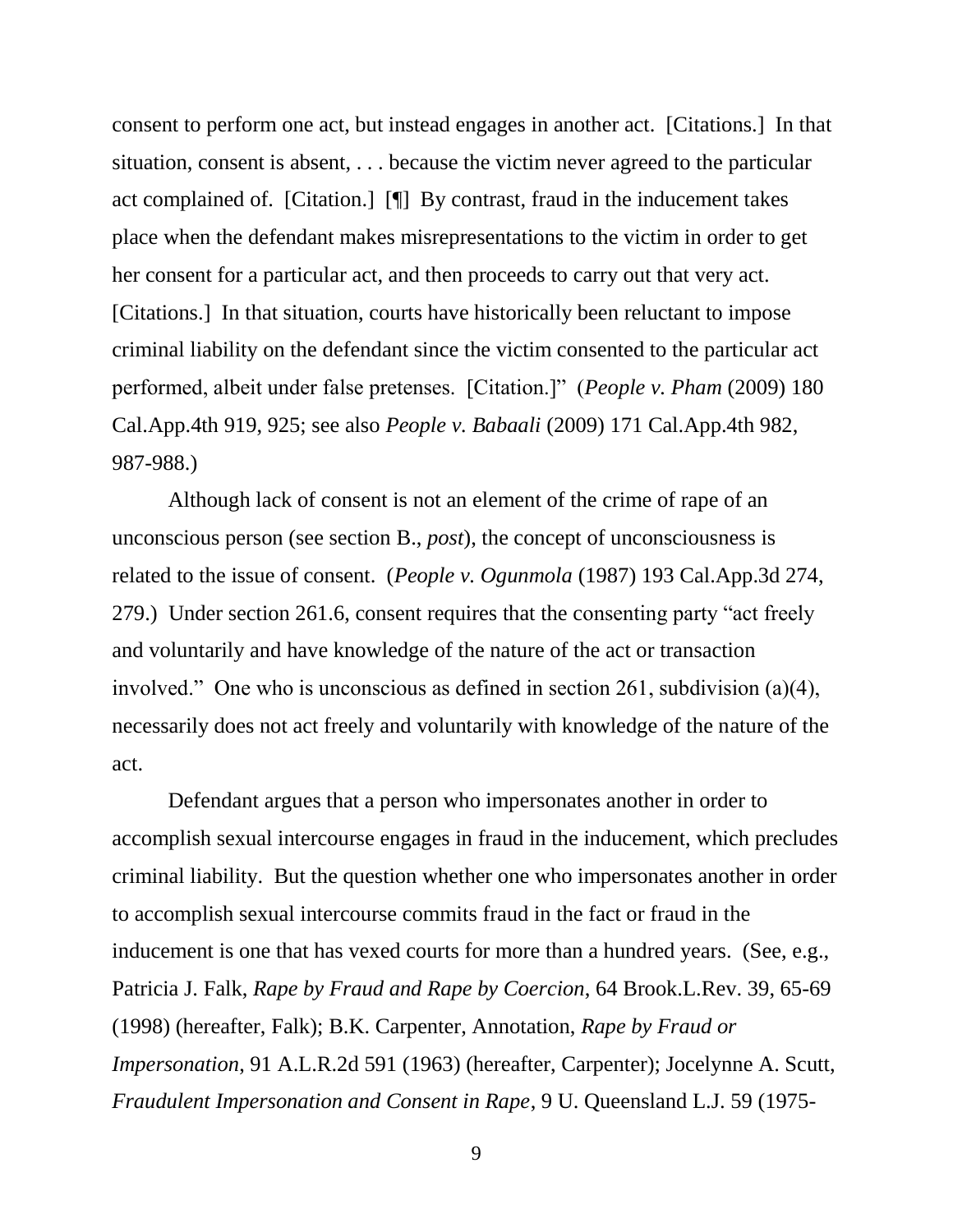consent to perform one act, but instead engages in another act. [Citations.] In that situation, consent is absent, . . . because the victim never agreed to the particular act complained of. [Citation.] [¶] By contrast, fraud in the inducement takes place when the defendant makes misrepresentations to the victim in order to get her consent for a particular act, and then proceeds to carry out that very act. [Citations.] In that situation, courts have historically been reluctant to impose criminal liability on the defendant since the victim consented to the particular act performed, albeit under false pretenses. [Citation.]" (*People v. Pham* (2009) 180 Cal.App.4th 919, 925; see also *People v. Babaali* (2009) 171 Cal.App.4th 982, 987-988.)

Although lack of consent is not an element of the crime of rape of an unconscious person (see section B., *post*), the concept of unconsciousness is related to the issue of consent. (*People v. Ogunmola* (1987) 193 Cal.App.3d 274, 279.) Under section 261.6, consent requires that the consenting party "act freely and voluntarily and have knowledge of the nature of the act or transaction involved." One who is unconscious as defined in section 261, subdivision (a)(4), necessarily does not act freely and voluntarily with knowledge of the nature of the act.

Defendant argues that a person who impersonates another in order to accomplish sexual intercourse engages in fraud in the inducement, which precludes criminal liability. But the question whether one who impersonates another in order to accomplish sexual intercourse commits fraud in the fact or fraud in the inducement is one that has vexed courts for more than a hundred years. (See, e.g., Patricia J. Falk, *Rape by Fraud and Rape by Coercion*, 64 Brook.L.Rev. 39, 65-69 (1998) (hereafter, Falk); B.K. Carpenter, Annotation, *Rape by Fraud or Impersonation*, 91 A.L.R.2d 591 (1963) (hereafter, Carpenter); Jocelynne A. Scutt, *Fraudulent Impersonation and Consent in Rape*, 9 U. Queensland L.J. 59 (1975-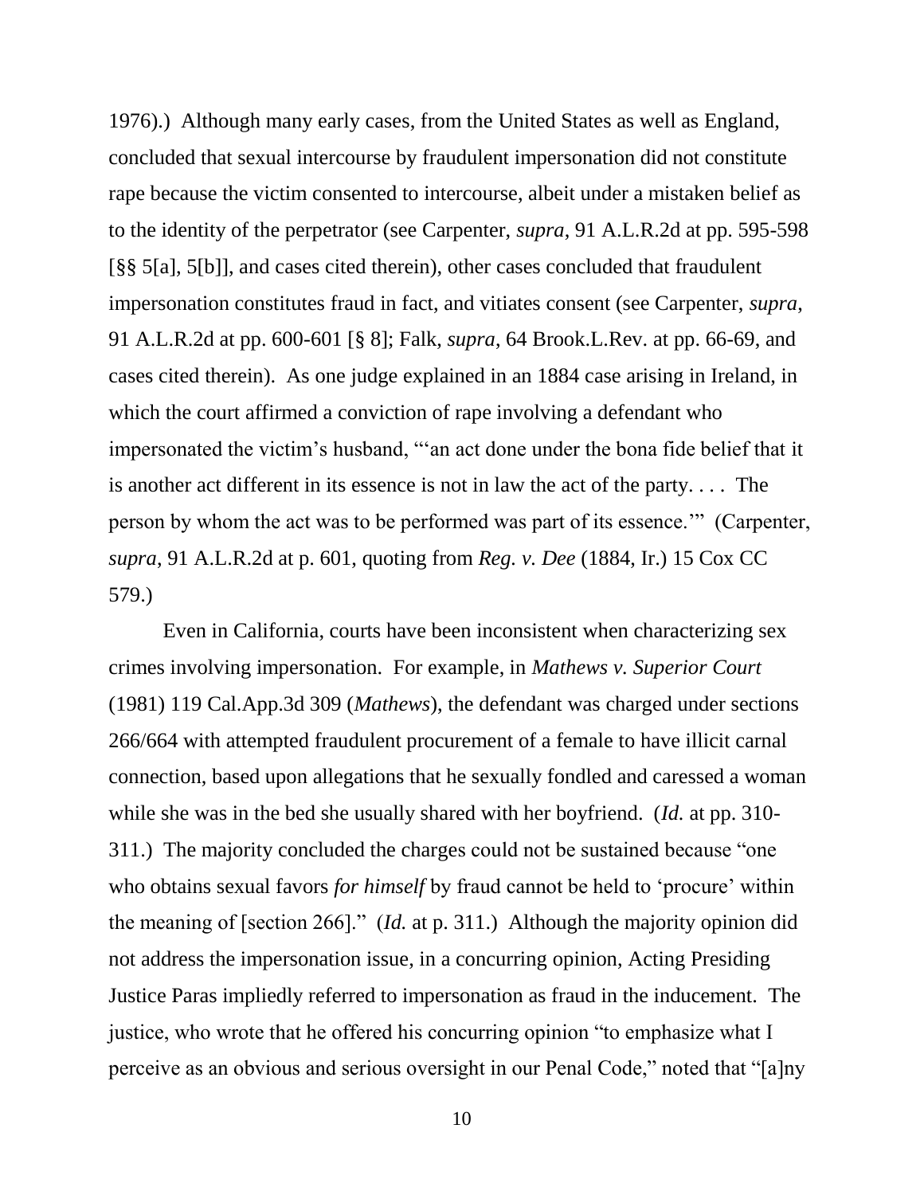1976).) Although many early cases, from the United States as well as England, concluded that sexual intercourse by fraudulent impersonation did not constitute rape because the victim consented to intercourse, albeit under a mistaken belief as to the identity of the perpetrator (see Carpenter, *supra*, 91 A.L.R.2d at pp. 595-598 [§§ 5[a], 5[b]], and cases cited therein), other cases concluded that fraudulent impersonation constitutes fraud in fact, and vitiates consent (see Carpenter, *supra*, 91 A.L.R.2d at pp. 600-601 [§ 8]; Falk, *supra*, 64 Brook.L.Rev. at pp. 66-69, and cases cited therein). As one judge explained in an 1884 case arising in Ireland, in which the court affirmed a conviction of rape involving a defendant who impersonated the victim's husband, "'an act done under the bona fide belief that it is another act different in its essence is not in law the act of the party. . . . The person by whom the act was to be performed was part of its essence.'" (Carpenter, *supra*, 91 A.L.R.2d at p. 601, quoting from *Reg. v. Dee* (1884, Ir.) 15 Cox CC 579.)

Even in California, courts have been inconsistent when characterizing sex crimes involving impersonation. For example, in *Mathews v. Superior Court* (1981) 119 Cal.App.3d 309 (*Mathews*), the defendant was charged under sections 266/664 with attempted fraudulent procurement of a female to have illicit carnal connection, based upon allegations that he sexually fondled and caressed a woman while she was in the bed she usually shared with her boyfriend. (*Id.* at pp. 310-311.) The majority concluded the charges could not be sustained because "one who obtains sexual favors *for himself* by fraud cannot be held to 'procure' within the meaning of [section 266]." (*Id.* at p. 311.) Although the majority opinion did not address the impersonation issue, in a concurring opinion, Acting Presiding Justice Paras impliedly referred to impersonation as fraud in the inducement. The justice, who wrote that he offered his concurring opinion "to emphasize what I perceive as an obvious and serious oversight in our Penal Code," noted that "[a]ny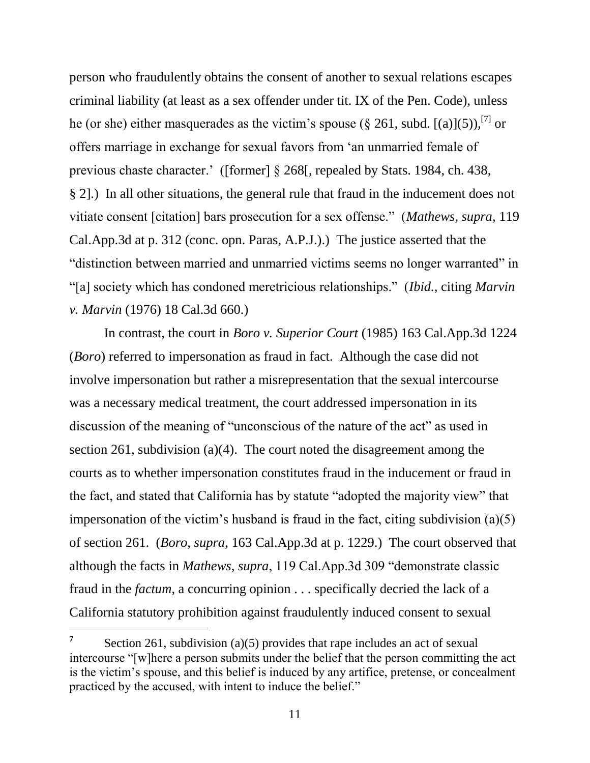person who fraudulently obtains the consent of another to sexual relations escapes criminal liability (at least as a sex offender under tit. IX of the Pen. Code), unless he (or she) either masquerades as the victim's spouse (§ 261, subd. [(a)](5)),[7] or offers marriage in exchange for sexual favors from 'an unmarried female of previous chaste character.' ([former] § 268[, repealed by Stats. 1984, ch. 438, § 2].) In all other situations, the general rule that fraud in the inducement does not vitiate consent [citation] bars prosecution for a sex offense." (*Mathews*, *supra*, 119 Cal.App.3d at p. 312 (conc. opn. Paras, A.P.J.).) The justice asserted that the "distinction between married and unmarried victims seems no longer warranted" in "[a] society which has condoned meretricious relationships." (*Ibid.*, citing *Marvin v. Marvin* (1976) 18 Cal.3d 660.)

In contrast, the court in *Boro v. Superior Court* (1985) 163 Cal.App.3d 1224 (*Boro*) referred to impersonation as fraud in fact. Although the case did not involve impersonation but rather a misrepresentation that the sexual intercourse was a necessary medical treatment, the court addressed impersonation in its discussion of the meaning of "unconscious of the nature of the act" as used in section 261, subdivision (a)(4). The court noted the disagreement among the courts as to whether impersonation constitutes fraud in the inducement or fraud in the fact, and stated that California has by statute "adopted the majority view" that impersonation of the victim's husband is fraud in the fact, citing subdivision (a)(5) of section 261. (*Boro*, *supra*, 163 Cal.App.3d at p. 1229.) The court observed that although the facts in *Mathews*, *supra*, 119 Cal.App.3d 309 "demonstrate classic fraud in the *factum*, a concurring opinion . . . specifically decried the lack of a California statutory prohibition against fraudulently induced consent to sexual

---

[7] Section 261, subdivision (a)(5) provides that rape includes an act of sexual intercourse "[w]here a person submits under the belief that the person committing the act is the victim's spouse, and this belief is induced by any artifice, pretense, or concealment practiced by the accused, with intent to induce the belief."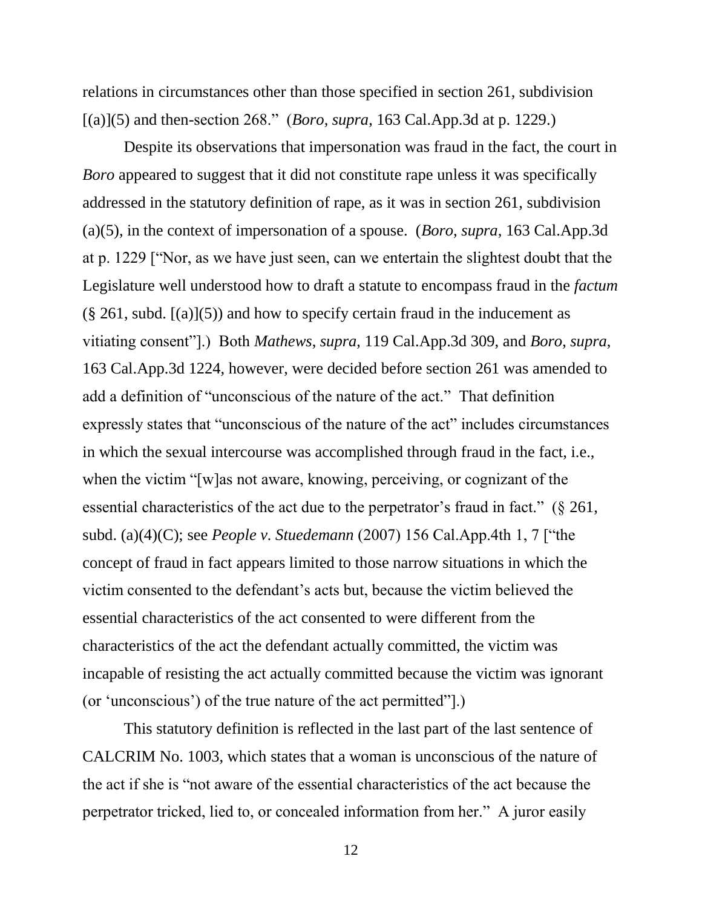relations in circumstances other than those specified in section 261, subdivision [(a)](5) and then-section 268." (*Boro*, *supra*, 163 Cal.App.3d at p. 1229.)

Despite its observations that impersonation was fraud in the fact, the court in *Boro* appeared to suggest that it did not constitute rape unless it was specifically addressed in the statutory definition of rape, as it was in section 261, subdivision (a)(5), in the context of impersonation of a spouse. (*Boro*, *supra*, 163 Cal.App.3d at p. 1229 ["Nor, as we have just seen, can we entertain the slightest doubt that the Legislature well understood how to draft a statute to encompass fraud in the *factum* (§ 261, subd. [(a)](5)) and how to specify certain fraud in the inducement as vitiating consent"].) Both *Mathews*, *supra*, 119 Cal.App.3d 309, and *Boro*, *supra*, 163 Cal.App.3d 1224, however, were decided before section 261 was amended to add a definition of "unconscious of the nature of the act." That definition expressly states that "unconscious of the nature of the act" includes circumstances in which the sexual intercourse was accomplished through fraud in the fact, i.e., when the victim "[w]as not aware, knowing, perceiving, or cognizant of the essential characteristics of the act due to the perpetrator's fraud in fact." (§ 261, subd. (a)(4)(C); see *People v. Stuedemann* (2007) 156 Cal.App.4th 1, 7 ["the concept of fraud in fact appears limited to those narrow situations in which the victim consented to the defendant's acts but, because the victim believed the essential characteristics of the act consented to were different from the characteristics of the act the defendant actually committed, the victim was incapable of resisting the act actually committed because the victim was ignorant (or 'unconscious') of the true nature of the act permitted"].)

This statutory definition is reflected in the last part of the last sentence of CALCRIM No. 1003, which states that a woman is unconscious of the nature of the act if she is "not aware of the essential characteristics of the act because the perpetrator tricked, lied to, or concealed information from her." A juror easily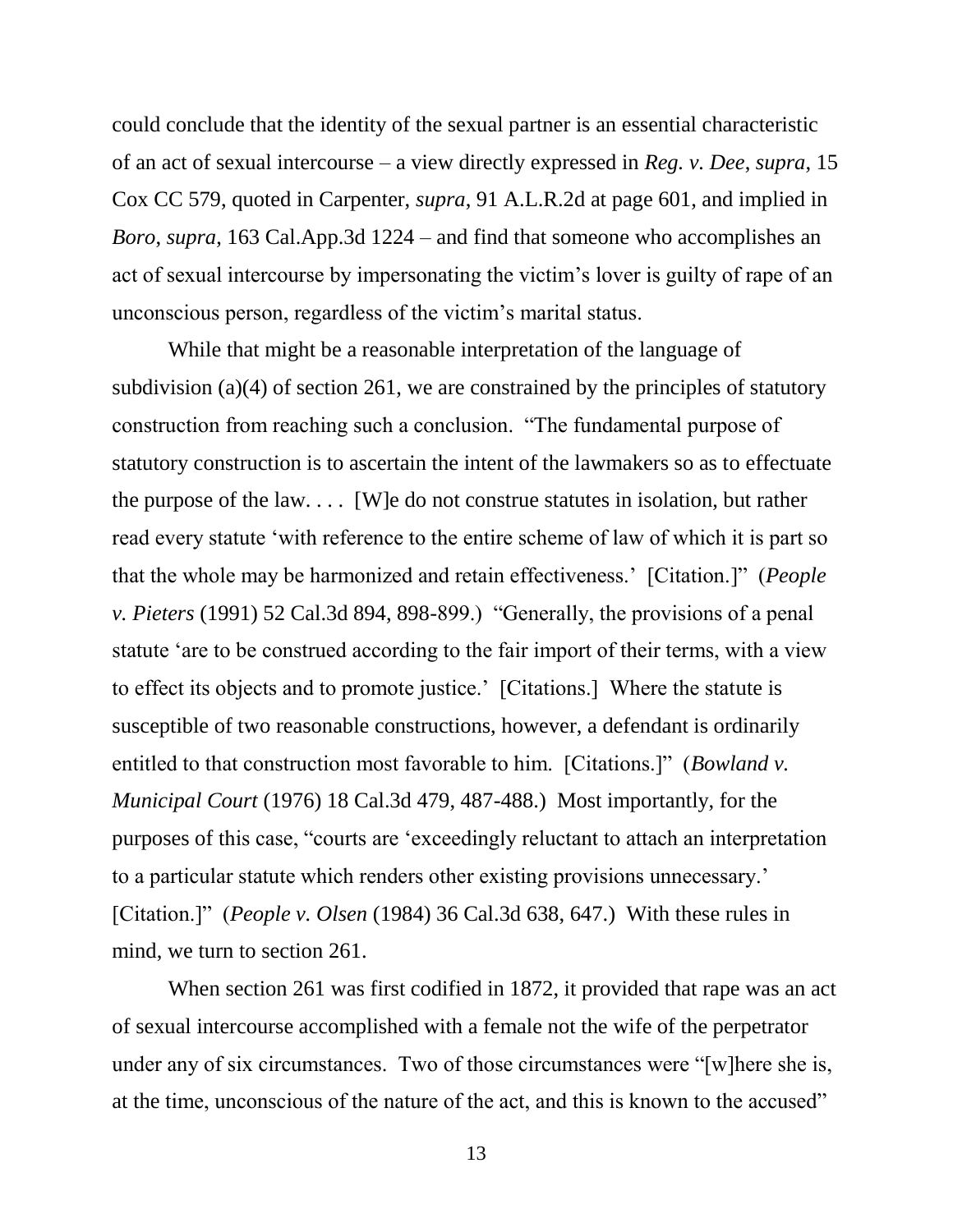could conclude that the identity of the sexual partner is an essential characteristic of an act of sexual intercourse – a view directly expressed in *Reg. v. Dee*, *supra*, 15 Cox CC 579, quoted in Carpenter, *supra*, 91 A.L.R.2d at page 601, and implied in *Boro*, *supra*, 163 Cal.App.3d 1224 – and find that someone who accomplishes an act of sexual intercourse by impersonating the victim's lover is guilty of rape of an unconscious person, regardless of the victim's marital status.

While that might be a reasonable interpretation of the language of subdivision (a)(4) of section 261, we are constrained by the principles of statutory construction from reaching such a conclusion. "The fundamental purpose of statutory construction is to ascertain the intent of the lawmakers so as to effectuate the purpose of the law. . . . [W]e do not construe statutes in isolation, but rather read every statute 'with reference to the entire scheme of law of which it is part so that the whole may be harmonized and retain effectiveness.' [Citation.]" (*People v. Pieters* (1991) 52 Cal.3d 894, 898-899.) "Generally, the provisions of a penal statute 'are to be construed according to the fair import of their terms, with a view to effect its objects and to promote justice.' [Citations.] Where the statute is susceptible of two reasonable constructions, however, a defendant is ordinarily entitled to that construction most favorable to him. [Citations.]" (*Bowland v. Municipal Court* (1976) 18 Cal.3d 479, 487-488.) Most importantly, for the purposes of this case, "courts are 'exceedingly reluctant to attach an interpretation to a particular statute which renders other existing provisions unnecessary.' [Citation.]" (*People v. Olsen* (1984) 36 Cal.3d 638, 647.) With these rules in mind, we turn to section 261.

When section 261 was first codified in 1872, it provided that rape was an act of sexual intercourse accomplished with a female not the wife of the perpetrator under any of six circumstances. Two of those circumstances were "[w]here she is, at the time, unconscious of the nature of the act, and this is known to the accused"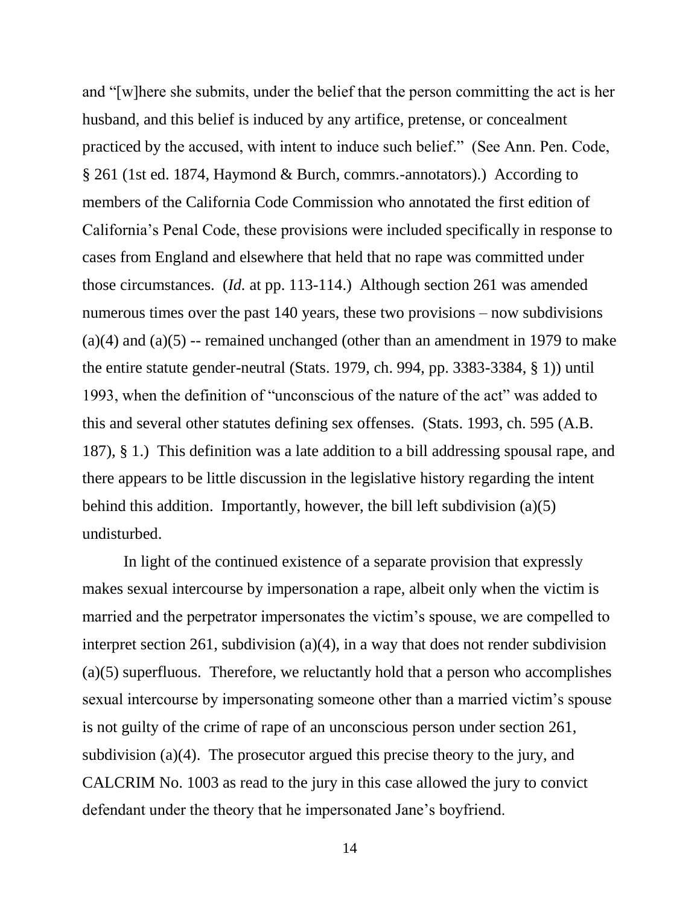and "[w]here she submits, under the belief that the person committing the act is her husband, and this belief is induced by any artifice, pretense, or concealment practiced by the accused, with intent to induce such belief." (See Ann. Pen. Code, § 261 (1st ed. 1874, Haymond & Burch, commrs.-annotators).) According to members of the California Code Commission who annotated the first edition of California's Penal Code, these provisions were included specifically in response to cases from England and elsewhere that held that no rape was committed under those circumstances. (*Id.* at pp. 113-114.) Although section 261 was amended numerous times over the past 140 years, these two provisions – now subdivisions (a)(4) and (a)(5) -- remained unchanged (other than an amendment in 1979 to make the entire statute gender-neutral (Stats. 1979, ch. 994, pp. 3383-3384, § 1)) until 1993, when the definition of "unconscious of the nature of the act" was added to this and several other statutes defining sex offenses. (Stats. 1993, ch. 595 (A.B. 187), § 1.) This definition was a late addition to a bill addressing spousal rape, and there appears to be little discussion in the legislative history regarding the intent behind this addition. Importantly, however, the bill left subdivision (a)(5) undisturbed.

In light of the continued existence of a separate provision that expressly makes sexual intercourse by impersonation a rape, albeit only when the victim is married and the perpetrator impersonates the victim's spouse, we are compelled to interpret section 261, subdivision (a)(4), in a way that does not render subdivision (a)(5) superfluous. Therefore, we reluctantly hold that a person who accomplishes sexual intercourse by impersonating someone other than a married victim's spouse is not guilty of the crime of rape of an unconscious person under section 261, subdivision (a)(4). The prosecutor argued this precise theory to the jury, and CALCRIM No. 1003 as read to the jury in this case allowed the jury to convict defendant under the theory that he impersonated Jane's boyfriend.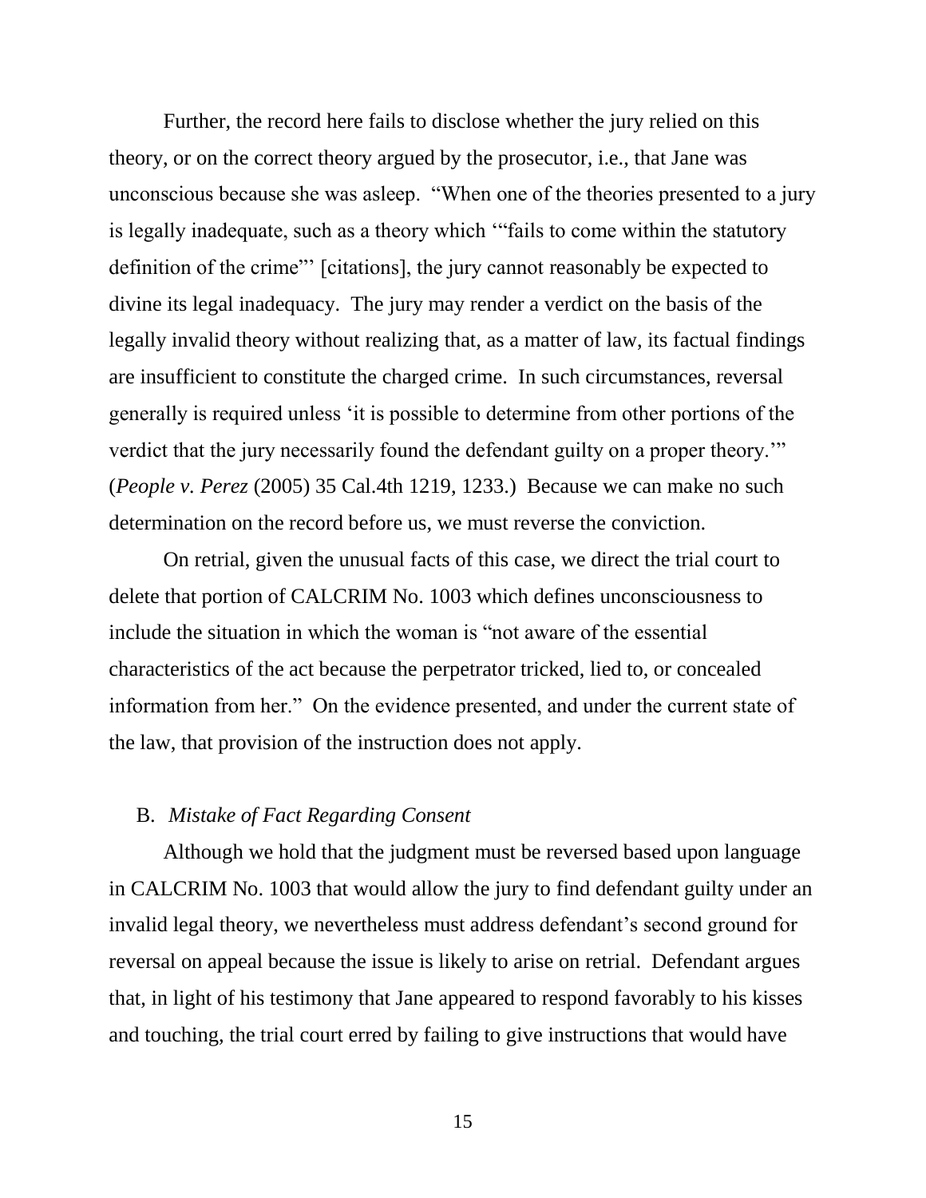Further, the record here fails to disclose whether the jury relied on this theory, or on the correct theory argued by the prosecutor, i.e., that Jane was unconscious because she was asleep. "When one of the theories presented to a jury is legally inadequate, such as a theory which '"fails to come within the statutory definition of the crime"' [citations], the jury cannot reasonably be expected to divine its legal inadequacy. The jury may render a verdict on the basis of the legally invalid theory without realizing that, as a matter of law, its factual findings are insufficient to constitute the charged crime. In such circumstances, reversal generally is required unless 'it is possible to determine from other portions of the verdict that the jury necessarily found the defendant guilty on a proper theory.'" (*People v. Perez* (2005) 35 Cal.4th 1219, 1233.) Because we can make no such determination on the record before us, we must reverse the conviction.

On retrial, given the unusual facts of this case, we direct the trial court to delete that portion of CALCRIM No. 1003 which defines unconsciousness to include the situation in which the woman is "not aware of the essential characteristics of the act because the perpetrator tricked, lied to, or concealed information from her." On the evidence presented, and under the current state of the law, that provision of the instruction does not apply.

B. *Mistake of Fact Regarding Consent*

Although we hold that the judgment must be reversed based upon language in CALCRIM No. 1003 that would allow the jury to find defendant guilty under an invalid legal theory, we nevertheless must address defendant's second ground for reversal on appeal because the issue is likely to arise on retrial. Defendant argues that, in light of his testimony that Jane appeared to respond favorably to his kisses and touching, the trial court erred by failing to give instructions that would have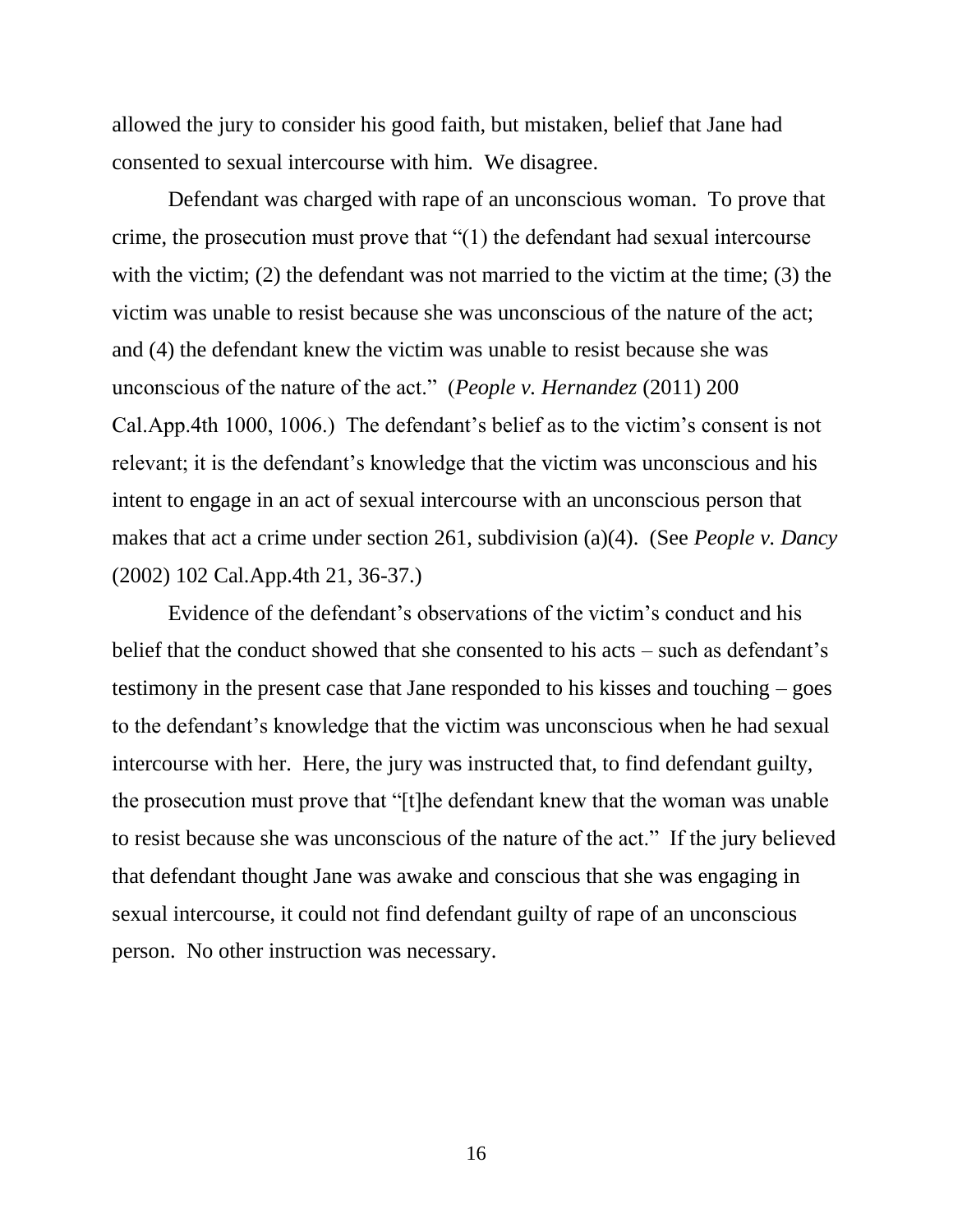allowed the jury to consider his good faith, but mistaken, belief that Jane had consented to sexual intercourse with him. We disagree.

Defendant was charged with rape of an unconscious woman. To prove that crime, the prosecution must prove that "(1) the defendant had sexual intercourse with the victim; (2) the defendant was not married to the victim at the time; (3) the victim was unable to resist because she was unconscious of the nature of the act; and (4) the defendant knew the victim was unable to resist because she was unconscious of the nature of the act." (*People v. Hernandez* (2011) 200 Cal.App.4th 1000, 1006.) The defendant's belief as to the victim's consent is not relevant; it is the defendant's knowledge that the victim was unconscious and his intent to engage in an act of sexual intercourse with an unconscious person that makes that act a crime under section 261, subdivision (a)(4). (See *People v. Dancy* (2002) 102 Cal.App.4th 21, 36-37.)

Evidence of the defendant's observations of the victim's conduct and his belief that the conduct showed that she consented to his acts – such as defendant's testimony in the present case that Jane responded to his kisses and touching – goes to the defendant's knowledge that the victim was unconscious when he had sexual intercourse with her. Here, the jury was instructed that, to find defendant guilty, the prosecution must prove that "[t]he defendant knew that the woman was unable to resist because she was unconscious of the nature of the act." If the jury believed that defendant thought Jane was awake and conscious that she was engaging in sexual intercourse, it could not find defendant guilty of rape of an unconscious person. No other instruction was necessary.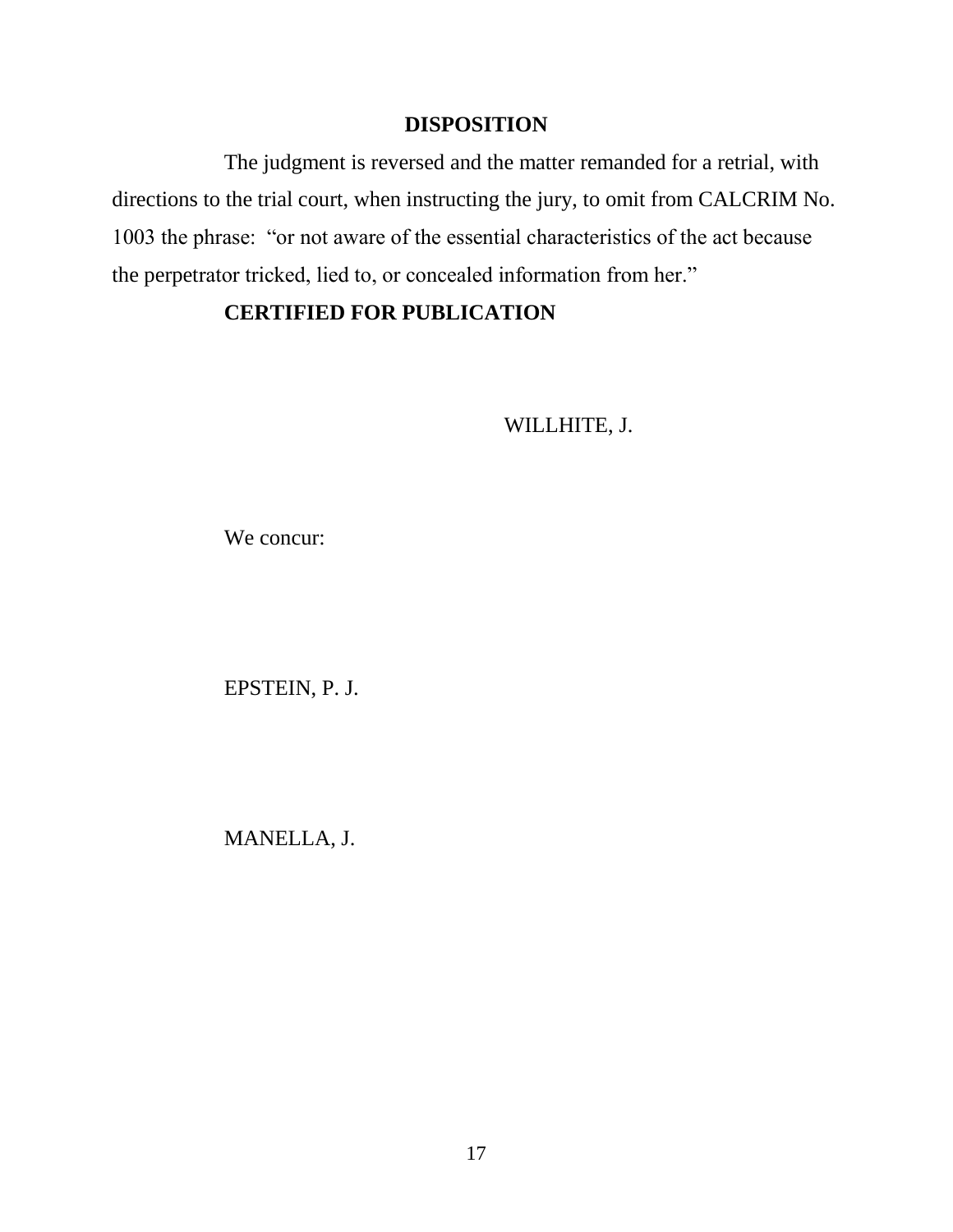## DISPOSITION

The judgment is reversed and the matter remanded for a retrial, with directions to the trial court, when instructing the jury, to omit from CALCRIM No. 1003 the phrase: "or not aware of the essential characteristics of the act because the perpetrator tricked, lied to, or concealed information from her."

**CERTIFIED FOR PUBLICATION**

WILLHITE, J.

We concur:

EPSTEIN, P. J.

MANELLA, J.